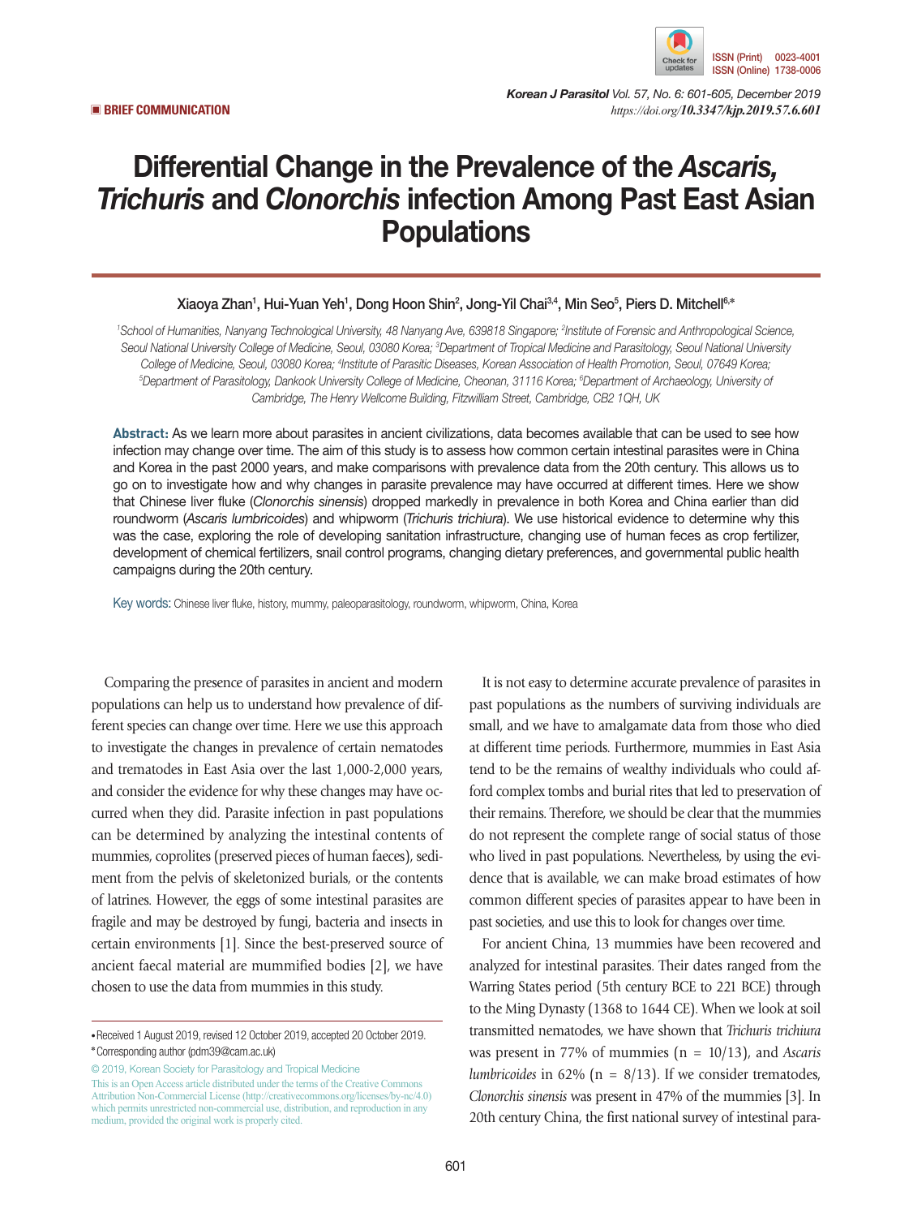▣ BRIEF COMMUNICATION

# Differential Change in the Prevalence of the *Ascaris, Trichuris* and *Clonorchis* infection Among Past East Asian Populations

Xiaoya Zhan[1], Hui-Yuan Yeh[1], Dong Hoon Shin[2], Jong-Yil Chai[3,4], Min Seo[5], Piers D. Mitchell[6,*]

[1]*School of Humanities, Nanyang Technological University, 48 Nanyang Ave, 639818 Singapore;* [2]*Institute of Forensic and Anthropological Science, Seoul National University College of Medicine, Seoul, 03080 Korea;* [3]*Department of Tropical Medicine and Parasitology, Seoul National University College of Medicine, Seoul, 03080 Korea;* [4]*Institute of Parasitic Diseases, Korean Association of Health Promotion, Seoul, 07649 Korea;* [5]*Department of Parasitology, Dankook University College of Medicine, Cheonan, 31116 Korea;* [6]*Department of Archaeology, University of Cambridge, The Henry Wellcome Building, Fitzwilliam Street, Cambridge, CB2 1QH, UK*

**Abstract:** As we learn more about parasites in ancient civilizations, data becomes available that can be used to see how infection may change over time. The aim of this study is to assess how common certain intestinal parasites were in China and Korea in the past 2000 years, and make comparisons with prevalence data from the 20th century. This allows us to go on to investigate how and why changes in parasite prevalence may have occurred at different times. Here we show that Chinese liver fluke (*Clonorchis sinensis*) dropped markedly in prevalence in both Korea and China earlier than did roundworm (*Ascaris lumbricoides*) and whipworm (*Trichuris trichiura*). We use historical evidence to determine why this was the case, exploring the role of developing sanitation infrastructure, changing use of human feces as crop fertilizer, development of chemical fertilizers, snail control programs, changing dietary preferences, and governmental public health campaigns during the 20th century.

Key words: Chinese liver fluke, history, mummy, paleoparasitology, roundworm, whipworm, China, Korea

Comparing the presence of parasites in ancient and modern populations can help us to understand how prevalence of different species can change over time. Here we use this approach to investigate the changes in prevalence of certain nematodes and trematodes in East Asia over the last 1,000-2,000 years, and consider the evidence for why these changes may have occurred when they did. Parasite infection in past populations can be determined by analyzing the intestinal contents of mummies, coprolites (preserved pieces of human faeces), sediment from the pelvis of skeletonized burials, or the contents of latrines. However, the eggs of some intestinal parasites are fragile and may be destroyed by fungi, bacteria and insects in certain environments [1]. Since the best-preserved source of ancient faecal material are mummified bodies [2], we have chosen to use the data from mummies in this study.

It is not easy to determine accurate prevalence of parasites in past populations as the numbers of surviving individuals are small, and we have to amalgamate data from those who died at different time periods. Furthermore, mummies in East Asia tend to be the remains of wealthy individuals who could afford complex tombs and burial rites that led to preservation of their remains. Therefore, we should be clear that the mummies do not represent the complete range of social status of those who lived in past populations. Nevertheless, by using the evidence that is available, we can make broad estimates of how common different species of parasites appear to have been in past societies, and use this to look for changes over time.

For ancient China, 13 mummies have been recovered and analyzed for intestinal parasites. Their dates ranged from the Warring States period (5th century BCE to 221 BCE) through to the Ming Dynasty (1368 to 1644 CE). When we look at soil transmitted nematodes, we have shown that *Trichuris trichiura* was present in 77% of mummies (n = 10/13), and *Ascaris lumbricoides* in 62% (n = 8/13). If we consider trematodes, *Clonorchis sinensis* was present in 47% of the mummies [3]. In 20th century China, the first national survey of intestinal para-

• Received 1 August 2019, revised 12 October 2019, accepted 20 October 2019.
* Corresponding author (pdm39@cam.ac.uk)

© 2019, Korean Society for Parasitology and Tropical Medicine
This is an Open Access article distributed under the terms of the Creative Commons Attribution Non-Commercial License (http://creativecommons.org/licenses/by-nc/4.0) which permits unrestricted non-commercial use, distribution, and reproduction in any medium, provided the original work is properly cited.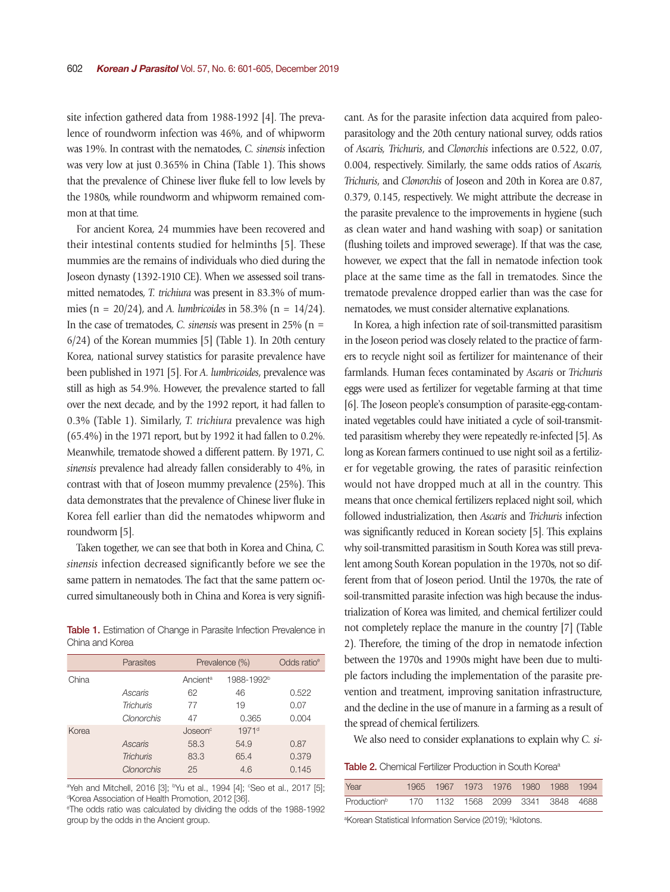site infection gathered data from 1988-1992 [4]. The prevalence of roundworm infection was 46%, and of whipworm was 19%. In contrast with the nematodes, *C. sinensis* infection was very low at just 0.365% in China (Table 1). This shows that the prevalence of Chinese liver fluke fell to low levels by the 1980s, while roundworm and whipworm remained common at that time.

For ancient Korea, 24 mummies have been recovered and their intestinal contents studied for helminths [5]. These mummies are the remains of individuals who died during the Joseon dynasty (1392-1910 CE). When we assessed soil transmitted nematodes, *T. trichiura* was present in 83.3% of mummies (n = 20/24), and *A. lumbricoides* in 58.3% (n = 14/24). In the case of trematodes, *C. sinensis* was present in 25% (n = 6/24) of the Korean mummies [5] (Table 1). In 20th century Korea, national survey statistics for parasite prevalence have been published in 1971 [5]. For *A. lumbricoides*, prevalence was still as high as 54.9%. However, the prevalence started to fall over the next decade, and by the 1992 report, it had fallen to 0.3% (Table 1). Similarly, *T. trichiura* prevalence was high (65.4%) in the 1971 report, but by 1992 it had fallen to 0.2%. Meanwhile, trematode showed a different pattern. By 1971, *C. sinensis* prevalence had already fallen considerably to 4%, in contrast with that of Joseon mummy prevalence (25%). This data demonstrates that the prevalence of Chinese liver fluke in Korea fell earlier than did the nematodes whipworm and roundworm [5].

Taken together, we can see that both in Korea and China, *C. sinensis* infection decreased significantly before we see the same pattern in nematodes. The fact that the same pattern occurred simultaneously both in China and Korea is very significant. As for the parasite infection data acquired from paleoparasitology and the 20th century national survey, odds ratios of *Ascaris, Trichuris*, and *Clonorchis* infections are 0.522, 0.07, 0.004, respectively. Similarly, the same odds ratios of *Ascaris, Trichuris*, and *Clonorchis* of Joseon and 20th in Korea are 0.87, 0.379, 0.145, respectively. We might attribute the decrease in the parasite prevalence to the improvements in hygiene (such as clean water and hand washing with soap) or sanitation (flushing toilets and improved sewerage). If that was the case, however, we expect that the fall in nematode infection took place at the same time as the fall in trematodes. Since the trematode prevalence dropped earlier than was the case for nematodes, we must consider alternative explanations.

**Table 1.** Estimation of Change in Parasite Infection Prevalence in China and Korea

| | Parasites | Prevalence (%) | | Odds ratio[e] |
|---|---|---|---|---|
| China | | Ancient[a] | 1988-1992[b] | |
| | *Ascaris* | 62 | 46 | 0.522 |
| | *Trichuris* | 77 | 19 | 0.07 |
| | *Clonorchis* | 47 | 0.365 | 0.004 |
| Korea | | Joseon[c] | 1971[d] | |
| | *Ascaris* | 58.3 | 54.9 | 0.87 |
| | *Trichuris* | 83.3 | 65.4 | 0.379 |
| | *Clonorchis* | 25 | 4.6 | 0.145 |

[a]Yeh and Mitchell, 2016 [3]; [b]Yu et al., 1994 [4]; [c]Seo et al., 2017 [5]; [d]Korea Association of Health Promotion, 2012 [36].
[e]The odds ratio was calculated by dividing the odds of the 1988-1992 group by the odds in the Ancient group.

In Korea, a high infection rate of soil-transmitted parasitism in the Joseon period was closely related to the practice of farmers to recycle night soil as fertilizer for maintenance of their farmlands. Human feces contaminated by *Ascaris* or *Trichuris* eggs were used as fertilizer for vegetable farming at that time [6]. The Joseon people's consumption of parasite-egg-contaminated vegetables could have initiated a cycle of soil-transmitted parasitism whereby they were repeatedly re-infected [5]. As long as Korean farmers continued to use night soil as a fertilizer for vegetable growing, the rates of parasitic reinfection would not have dropped much at all in the country. This means that once chemical fertilizers replaced night soil, which followed industrialization, then *Ascaris* and *Trichuris* infection was significantly reduced in Korean society [5]. This explains why soil-transmitted parasitism in South Korea was still prevalent among South Korean population in the 1970s, not so different from that of Joseon period. Until the 1970s, the rate of soil-transmitted parasite infection was high because the industrialization of Korea was limited, and chemical fertilizer could not completely replace the manure in the country [7] (Table 2). Therefore, the timing of the drop in nematode infection between the 1970s and 1990s might have been due to multiple factors including the implementation of the parasite prevention and treatment, improving sanitation infrastructure, and the decline in the use of manure in a farming as a result of the spread of chemical fertilizers.

We also need to consider explanations to explain why *C. si-*

**Table 2.** Chemical Fertilizer Production in South Korea[a]

| Year | 1965 | 1967 | 1973 | 1976 | 1980 | 1988 | 1994 |
|---|---|---|---|---|---|---|---|
| Production[b] | 170 | 1132 | 1568 | 2099 | 3341 | 3848 | 4688 |

[a]Korean Statistical Information Service (2019); [b]kilotons.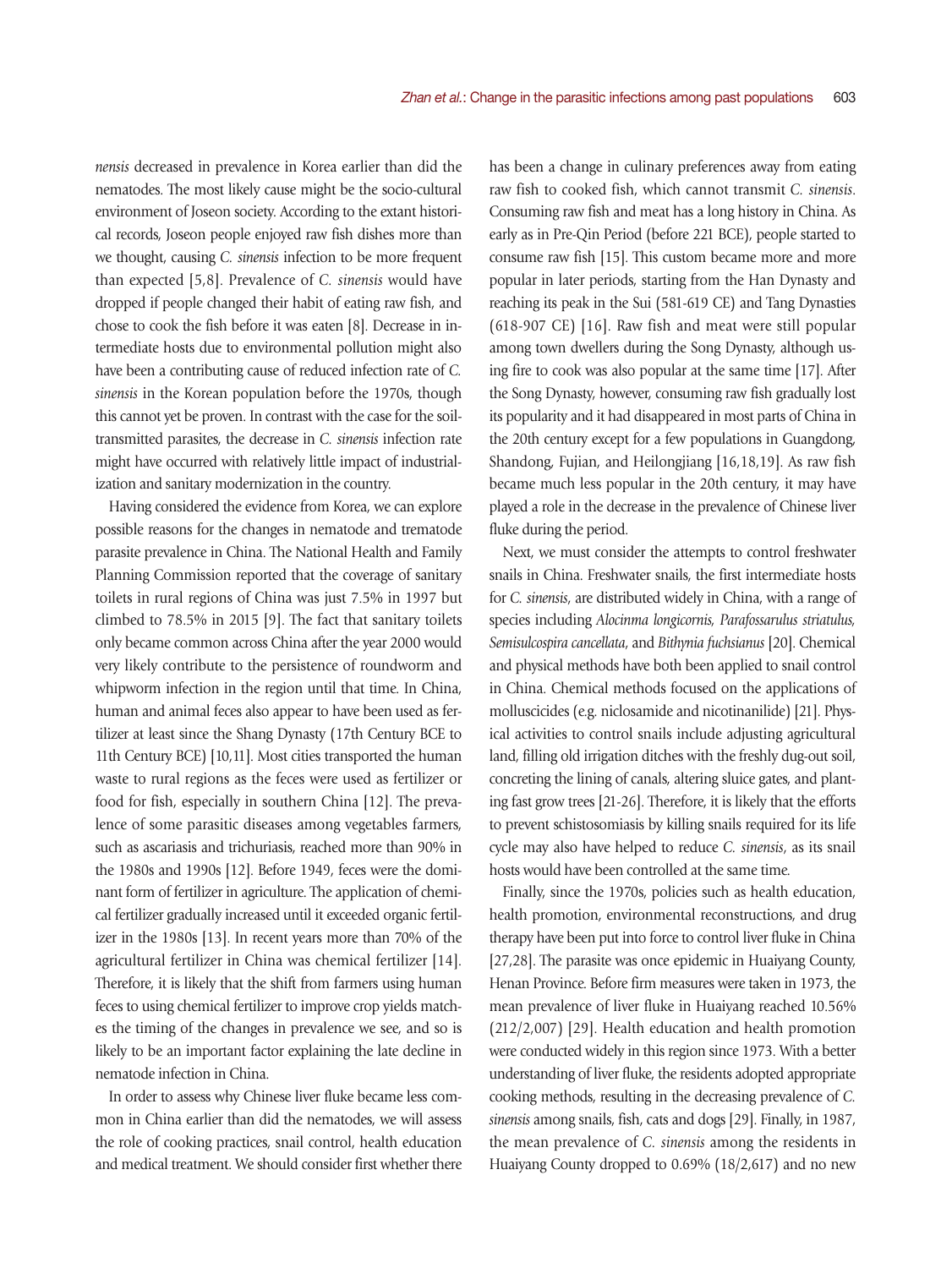*nensis* decreased in prevalence in Korea earlier than did the nematodes. The most likely cause might be the socio-cultural environment of Joseon society. According to the extant historical records, Joseon people enjoyed raw fish dishes more than we thought, causing *C. sinensis* infection to be more frequent than expected [5,8]. Prevalence of *C. sinensis* would have dropped if people changed their habit of eating raw fish, and chose to cook the fish before it was eaten [8]. Decrease in intermediate hosts due to environmental pollution might also have been a contributing cause of reduced infection rate of *C. sinensis* in the Korean population before the 1970s, though this cannot yet be proven. In contrast with the case for the soil-transmitted parasites, the decrease in *C. sinensis* infection rate might have occurred with relatively little impact of industrialization and sanitary modernization in the country.

Having considered the evidence from Korea, we can explore possible reasons for the changes in nematode and trematode parasite prevalence in China. The National Health and Family Planning Commission reported that the coverage of sanitary toilets in rural regions of China was just 7.5% in 1997 but climbed to 78.5% in 2015 [9]. The fact that sanitary toilets only became common across China after the year 2000 would very likely contribute to the persistence of roundworm and whipworm infection in the region until that time. In China, human and animal feces also appear to have been used as fertilizer at least since the Shang Dynasty (17th Century BCE to 11th Century BCE) [10,11]. Most cities transported the human waste to rural regions as the feces were used as fertilizer or food for fish, especially in southern China [12]. The prevalence of some parasitic diseases among vegetables farmers, such as ascariasis and trichuriasis, reached more than 90% in the 1980s and 1990s [12]. Before 1949, feces were the dominant form of fertilizer in agriculture. The application of chemical fertilizer gradually increased until it exceeded organic fertilizer in the 1980s [13]. In recent years more than 70% of the agricultural fertilizer in China was chemical fertilizer [14]. Therefore, it is likely that the shift from farmers using human feces to using chemical fertilizer to improve crop yields matches the timing of the changes in prevalence we see, and so is likely to be an important factor explaining the late decline in nematode infection in China.

In order to assess why Chinese liver fluke became less common in China earlier than did the nematodes, we will assess the role of cooking practices, snail control, health education and medical treatment. We should consider first whether there has been a change in culinary preferences away from eating raw fish to cooked fish, which cannot transmit *C. sinensis*. Consuming raw fish and meat has a long history in China. As early as in Pre-Qin Period (before 221 BCE), people started to consume raw fish [15]. This custom became more and more popular in later periods, starting from the Han Dynasty and reaching its peak in the Sui (581-619 CE) and Tang Dynasties (618-907 CE) [16]. Raw fish and meat were still popular among town dwellers during the Song Dynasty, although using fire to cook was also popular at the same time [17]. After the Song Dynasty, however, consuming raw fish gradually lost its popularity and it had disappeared in most parts of China in the 20th century except for a few populations in Guangdong, Shandong, Fujian, and Heilongjiang [16,18,19]. As raw fish became much less popular in the 20th century, it may have played a role in the decrease in the prevalence of Chinese liver fluke during the period.

Next, we must consider the attempts to control freshwater snails in China. Freshwater snails, the first intermediate hosts for *C. sinensis*, are distributed widely in China, with a range of species including *Alocinma longicornis, Parafossarulus striatulus, Semisulcospira cancellata*, and *Bithynia fuchsianus* [20]. Chemical and physical methods have both been applied to snail control in China. Chemical methods focused on the applications of molluscicides (e.g. niclosamide and nicotinanilide) [21]. Physical activities to control snails include adjusting agricultural land, filling old irrigation ditches with the freshly dug-out soil, concreting the lining of canals, altering sluice gates, and planting fast grow trees [21-26]. Therefore, it is likely that the efforts to prevent schistosomiasis by killing snails required for its life cycle may also have helped to reduce *C. sinensis*, as its snail hosts would have been controlled at the same time.

Finally, since the 1970s, policies such as health education, health promotion, environmental reconstructions, and drug therapy have been put into force to control liver fluke in China [27,28]. The parasite was once epidemic in Huaiyang County, Henan Province. Before firm measures were taken in 1973, the mean prevalence of liver fluke in Huaiyang reached 10.56% (212/2,007) [29]. Health education and health promotion were conducted widely in this region since 1973. With a better understanding of liver fluke, the residents adopted appropriate cooking methods, resulting in the decreasing prevalence of *C. sinensis* among snails, fish, cats and dogs [29]. Finally, in 1987, the mean prevalence of *C. sinensis* among the residents in Huaiyang County dropped to 0.69% (18/2,617) and no new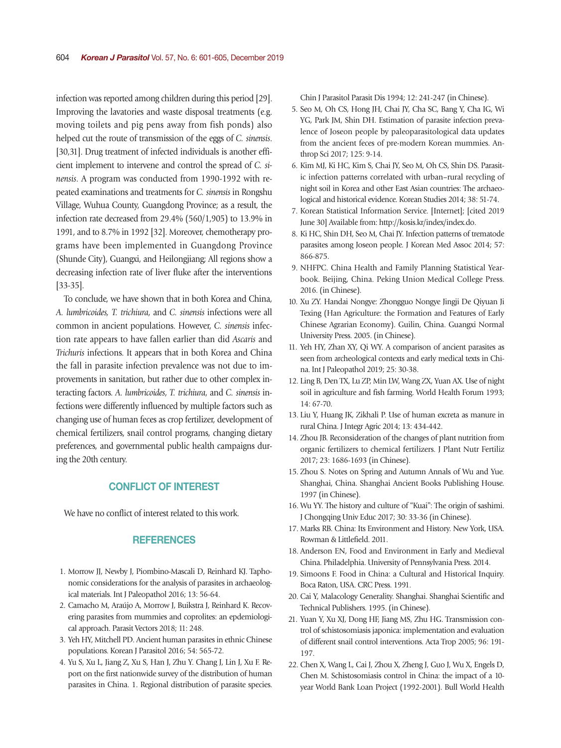infection was reported among children during this period [29]. Improving the lavatories and waste disposal treatments (e.g. moving toilets and pig pens away from fish ponds) also helped cut the route of transmission of the eggs of *C. sinensis*. [30,31]. Drug treatment of infected individuals is another efficient implement to intervene and control the spread of *C. sinensis*. A program was conducted from 1990-1992 with repeated examinations and treatments for *C. sinensis* in Rongshu Village, Wuhua County, Guangdong Province; as a result, the infection rate decreased from 29.4% (560/1,905) to 13.9% in 1991, and to 8.7% in 1992 [32]. Moreover, chemotherapy programs have been implemented in Guangdong Province (Shunde City), Guangxi, and Heilongjiang; All regions show a decreasing infection rate of liver fluke after the interventions [33-35].

To conclude, we have shown that in both Korea and China, *A. lumbricoides*, *T. trichiura*, and *C. sinensis* infections were all common in ancient populations. However, *C. sinensis* infection rate appears to have fallen earlier than did *Ascaris* and *Trichuris* infections. It appears that in both Korea and China the fall in parasite infection prevalence was not due to improvements in sanitation, but rather due to other complex interacting factors. *A. lumbricoides*, *T. trichiura*, and *C. sinensis* infections were differently influenced by multiple factors such as changing use of human feces as crop fertilizer, development of chemical fertilizers, snail control programs, changing dietary preferences, and governmental public health campaigns during the 20th century.

## CONFLICT OF INTEREST

We have no conflict of interest related to this work.

## REFERENCES

1. Morrow JJ, Newby J, Piombino-Mascali D, Reinhard KJ. Taphonomic considerations for the analysis of parasites in archaeological materials. Int J Paleopathol 2016; 13: 56-64.
2. Camacho M, Araújo A, Morrow J, Buikstra J, Reinhard K. Recovering parasites from mummies and coprolites: an epdemiological approach. Parasit Vectors 2018; 11: 248.
3. Yeh HY, Mitchell PD. Ancient human parasites in ethnic Chinese populations. Korean J Parasitol 2016; 54: 565-72.
4. Yu S, Xu L, Jiang Z, Xu S, Han J, Zhu Y. Chang J, Lin J, Xu F. Report on the first nationwide survey of the distribution of human parasites in China. 1. Regional distribution of parasite species. Chin J Parasitol Parasit Dis 1994; 12: 241-247 (in Chinese).
5. Seo M, Oh CS, Hong JH, Chai JY, Cha SC, Bang Y, Cha IG, Wi YG, Park JM, Shin DH. Estimation of parasite infection prevalence of Joseon people by paleoparasitological data updates from the ancient feces of pre-modern Korean mummies. Anthrop Sci 2017; 125: 9-14.
6. Kim MJ, Ki HC, Kim S, Chai JY, Seo M, Oh CS, Shin DS. Parasitic infection patterns correlated with urban–rural recycling of night soil in Korea and other East Asian countries: The archaeological and historical evidence. Korean Studies 2014; 38: 51-74.
7. Korean Statistical Information Service. [Internet]; [cited 2019 June 30] Available from: http://kosis.kr/index/index.do.
8. Ki HC, Shin DH, Seo M, Chai JY. Infection patterns of trematode parasites among Joseon people. J Korean Med Assoc 2014; 57: 866-875.
9. NHFPC. China Health and Family Planning Statistical Yearbook. Beijing, China. Peking Union Medical College Press. 2016. (in Chinese).
10. Xu ZY. Handai Nongye: Zhongguo Nongye Jingji De Qiyuan Ji Texing (Han Agriculture: the Formation and Features of Early Chinese Agrarian Economy). Guilin, China. Guangxi Normal University Press. 2005. (in Chinese).
11. Yeh HY, Zhan XY, Qi WY. A comparison of ancient parasites as seen from archeological contexts and early medical texts in China. Int J Paleopathol 2019; 25: 30-38.
12. Ling B, Den TX, Lu ZP, Min LW, Wang ZX, Yuan AX. Use of night soil in agriculture and fish farming. World Health Forum 1993; 14: 67-70.
13. Liu Y, Huang JK, Zikhali P. Use of human excreta as manure in rural China. J Integr Agric 2014; 13: 434-442.
14. Zhou JB. Reconsideration of the changes of plant nutrition from organic fertilizers to chemical fertilizers. J Plant Nutr Fertiliz 2017; 23: 1686-1693 (in Chinese).
15. Zhou S. Notes on Spring and Autumn Annals of Wu and Yue. Shanghai, China. Shanghai Ancient Books Publishing House. 1997 (in Chinese).
16. Wu YY. The history and culture of "Kuai": The origin of sashimi. J Chongqing Univ Educ 2017; 30: 33-36 (in Chinese).
17. Marks RB. China: Its Environment and History. New York, USA. Rowman & Littlefield. 2011.
18. Anderson EN, Food and Environment in Early and Medieval China. Philadelphia. University of Pennsylvania Press. 2014.
19. Simoons F. Food in China: a Cultural and Historical Inquiry. Boca Raton, USA. CRC Press. 1991.
20. Cai Y, Malacology Generality. Shanghai. Shanghai Scientific and Technical Publishers. 1995. (in Chinese).
21. Yuan Y, Xu XJ, Dong HF, Jiang MS, Zhu HG. Transmission control of schistosomiasis japonica: implementation and evaluation of different snail control interventions. Acta Trop 2005; 96: 191-197.
22. Chen X, Wang L, Cai J, Zhou X, Zheng J, Guo J, Wu X, Engels D, Chen M. Schistosomiasis control in China: the impact of a 10-year World Bank Loan Project (1992-2001). Bull World Health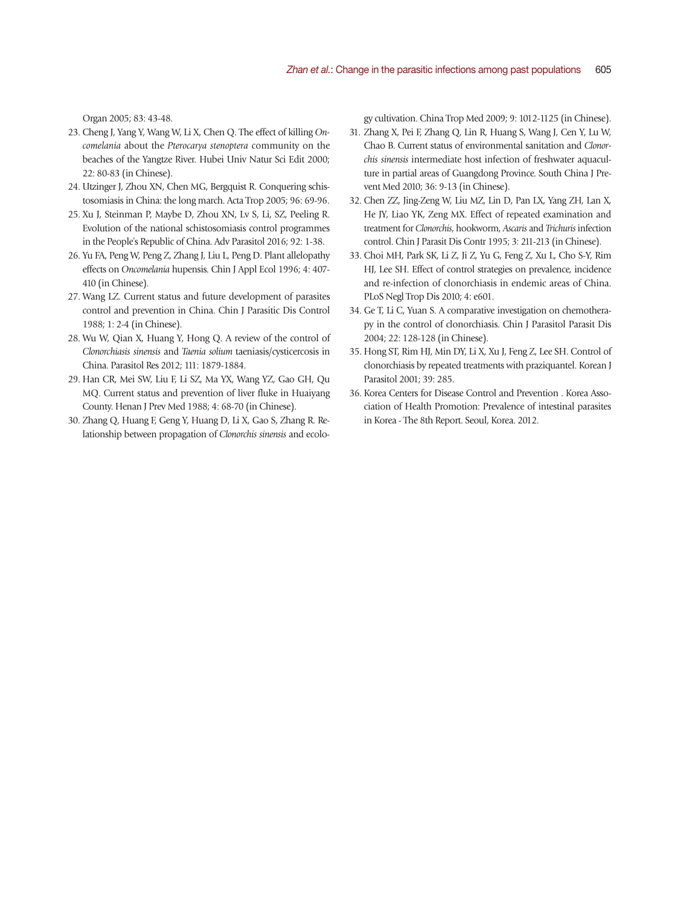Organ 2005; 83: 43-48.

23. Cheng J, Yang Y, Wang W, Li X, Chen Q. The effect of killing *Oncomelania* about the *Pterocarya stenoptera* community on the beaches of the Yangtze River. Hubei Univ Natur Sci Edit 2000; 22: 80-83 (in Chinese).
24. Utzinger J, Zhou XN, Chen MG, Bergquist R. Conquering schistosomiasis in China: the long march. Acta Trop 2005; 96: 69-96.
25. Xu J, Steinman P, Maybe D, Zhou XN, Lv S, Li, SZ, Peeling R. Evolution of the national schistosomiasis control programmes in the People's Republic of China. Adv Parasitol 2016; 92: 1-38.
26. Yu FA, Peng W, Peng Z, Zhang J, Liu L, Peng D. Plant allelopathy effects on *Oncomelania* hupensis. Chin J Appl Ecol 1996; 4: 407-410 (in Chinese).
27. Wang LZ. Current status and future development of parasites control and prevention in China. Chin J Parasitic Dis Control 1988; 1: 2-4 (in Chinese).
28. Wu W, Qian X, Huang Y, Hong Q. A review of the control of *Clonorchiasis sinensis* and *Taenia solium* taeniasis/cysticercosis in China. Parasitol Res 2012; 111: 1879-1884.
29. Han CR, Mei SW, Liu F, Li SZ, Ma YX, Wang YZ, Gao GH, Qu MQ. Current status and prevention of liver fluke in Huaiyang County. Henan J Prev Med 1988; 4: 68-70 (in Chinese).
30. Zhang Q, Huang F, Geng Y, Huang D, Li X, Gao S, Zhang R. Relationship between propagation of *Clonorchis sinensis* and ecology cultivation. China Trop Med 2009; 9: 1012-1125 (in Chinese).
31. Zhang X, Pei F, Zhang Q, Lin R, Huang S, Wang J, Cen Y, Lu W, Chao B. Current status of environmental sanitation and *Clonorchis sinensis* intermediate host infection of freshwater aquaculture in partial areas of Guangdong Province. South China J Prevent Med 2010; 36: 9-13 (in Chinese).
32. Chen ZZ, Jing-Zeng W, Liu MZ, Lin D, Pan LX, Yang ZH, Lan X, He JY, Liao YK, Zeng MX. Effect of repeated examination and treatment for *Clonorchis*, hookworm, *Ascaris* and *Trichuris* infection control. Chin J Parasit Dis Contr 1995; 3: 211-213 (in Chinese).
33. Choi MH, Park SK, Li Z, Ji Z, Yu G, Feng Z, Xu L, Cho S-Y, Rim HJ, Lee SH. Effect of control strategies on prevalence, incidence and re-infection of clonorchiasis in endemic areas of China. PLoS Negl Trop Dis 2010; 4: e601.
34. Ge T, Li C, Yuan S. A comparative investigation on chemotherapy in the control of clonorchiasis. Chin J Parasitol Parasit Dis 2004; 22: 128-128 (in Chinese).
35. Hong ST, Rim HJ, Min DY, Li X, Xu J, Feng Z, Lee SH. Control of clonorchiasis by repeated treatments with praziquantel. Korean J Parasitol 2001; 39: 285.
36. Korea Centers for Disease Control and Prevention . Korea Association of Health Promotion: Prevalence of intestinal parasites in Korea - The 8th Report. Seoul, Korea. 2012.